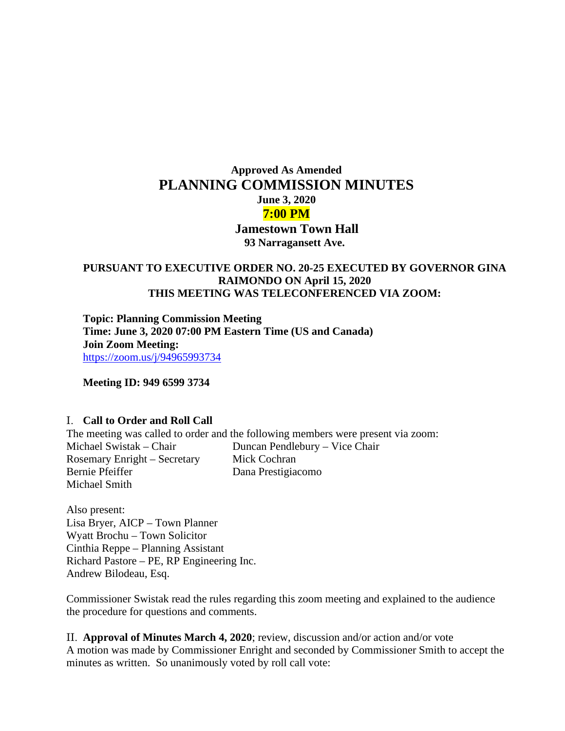**Approved As Amended**

# PLANNING COMMISSION MINUTES

**June 3, 2020**

**7:00 PM**

**Jamestown Town Hall**

**93 Narragansett Ave.**

**PURSUANT TO EXECUTIVE ORDER NO. 20-25 EXECUTED BY GOVERNOR GINA RAIMONDO ON April 15, 2020**
**THIS MEETING WAS TELECONFERENCED VIA ZOOM:**

**Topic: Planning Commission Meeting**
**Time: June 3, 2020 07:00 PM Eastern Time (US and Canada)**
**Join Zoom Meeting:**
https://zoom.us/j/94965993734

**Meeting ID: 949 6599 3734**

I. **Call to Order and Roll Call**

The meeting was called to order and the following members were present via zoom:

Michael Swistak – Chair
Duncan Pendlebury – Vice Chair
Rosemary Enright – Secretary
Mick Cochran
Bernie Pfeiffer
Dana Prestigiacomo
Michael Smith

Also present:
Lisa Bryer, AICP – Town Planner
Wyatt Brochu – Town Solicitor
Cinthia Reppe – Planning Assistant
Richard Pastore – PE, RP Engineering Inc.
Andrew Bilodeau, Esq.

Commissioner Swistak read the rules regarding this zoom meeting and explained to the audience the procedure for questions and comments.

II. **Approval of Minutes March 4, 2020**; review, discussion and/or action and/or vote
A motion was made by Commissioner Enright and seconded by Commissioner Smith to accept the minutes as written. So unanimously voted by roll call vote: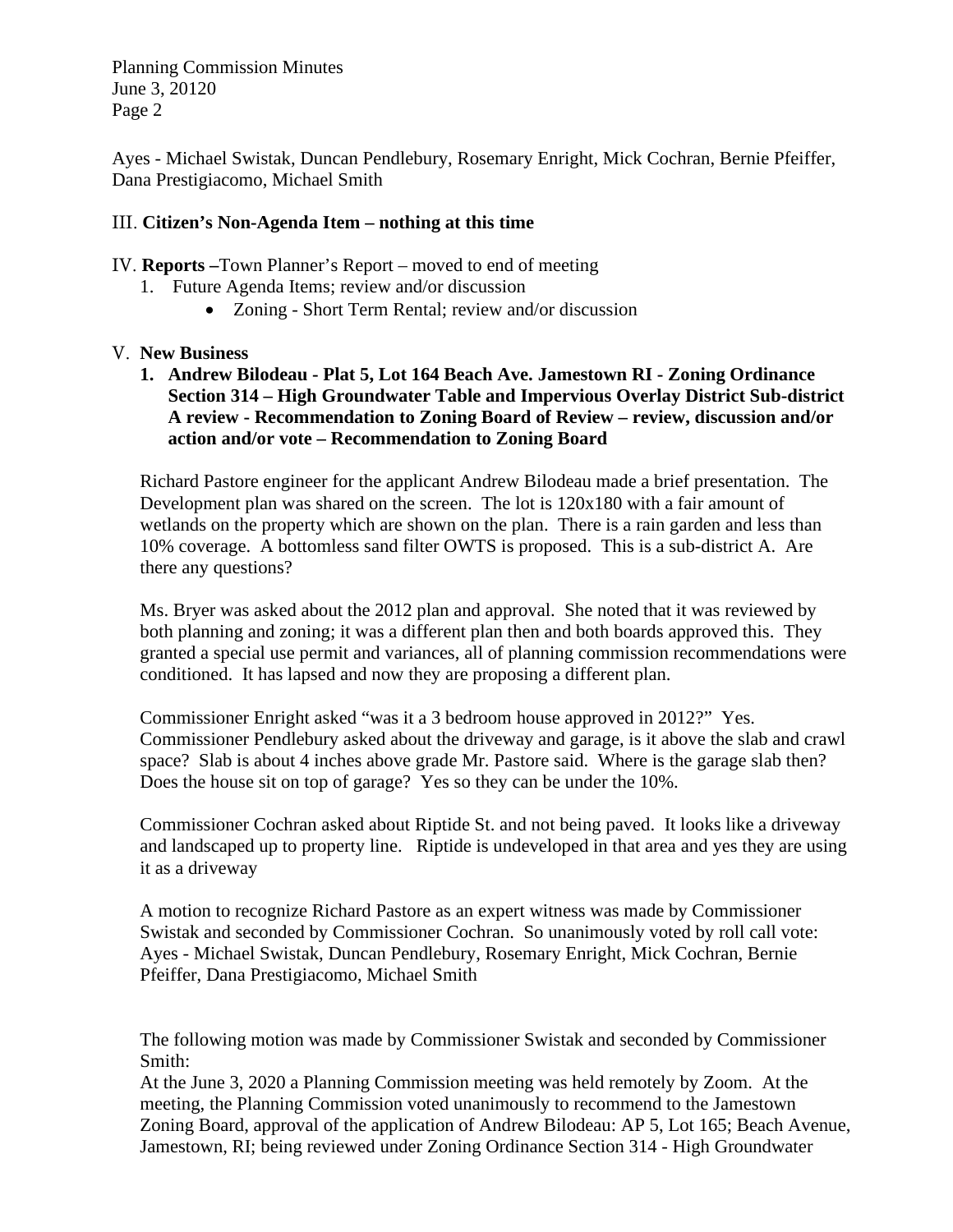Ayes - Michael Swistak, Duncan Pendlebury, Rosemary Enright, Mick Cochran, Bernie Pfeiffer, Dana Prestigiacomo, Michael Smith

III. **Citizen's Non-Agenda Item – nothing at this time**

IV. **Reports –**Town Planner's Report – moved to end of meeting

1. Future Agenda Items; review and/or discussion
   - Zoning - Short Term Rental; review and/or discussion

V. **New Business**

1. **Andrew Bilodeau - Plat 5, Lot 164 Beach Ave. Jamestown RI - Zoning Ordinance Section 314 – High Groundwater Table and Impervious Overlay District Sub-district A review - Recommendation to Zoning Board of Review – review, discussion and/or action and/or vote – Recommendation to Zoning Board**

Richard Pastore engineer for the applicant Andrew Bilodeau made a brief presentation. The Development plan was shared on the screen. The lot is 120x180 with a fair amount of wetlands on the property which are shown on the plan. There is a rain garden and less than 10% coverage. A bottomless sand filter OWTS is proposed. This is a sub-district A. Are there any questions?

Ms. Bryer was asked about the 2012 plan and approval. She noted that it was reviewed by both planning and zoning; it was a different plan then and both boards approved this. They granted a special use permit and variances, all of planning commission recommendations were conditioned. It has lapsed and now they are proposing a different plan.

Commissioner Enright asked "was it a 3 bedroom house approved in 2012?" Yes. Commissioner Pendlebury asked about the driveway and garage, is it above the slab and crawl space? Slab is about 4 inches above grade Mr. Pastore said. Where is the garage slab then? Does the house sit on top of garage? Yes so they can be under the 10%.

Commissioner Cochran asked about Riptide St. and not being paved. It looks like a driveway and landscaped up to property line. Riptide is undeveloped in that area and yes they are using it as a driveway

A motion to recognize Richard Pastore as an expert witness was made by Commissioner Swistak and seconded by Commissioner Cochran. So unanimously voted by roll call vote: Ayes - Michael Swistak, Duncan Pendlebury, Rosemary Enright, Mick Cochran, Bernie Pfeiffer, Dana Prestigiacomo, Michael Smith

The following motion was made by Commissioner Swistak and seconded by Commissioner Smith:

At the June 3, 2020 a Planning Commission meeting was held remotely by Zoom. At the meeting, the Planning Commission voted unanimously to recommend to the Jamestown Zoning Board, approval of the application of Andrew Bilodeau: AP 5, Lot 165; Beach Avenue, Jamestown, RI; being reviewed under Zoning Ordinance Section 314 - High Groundwater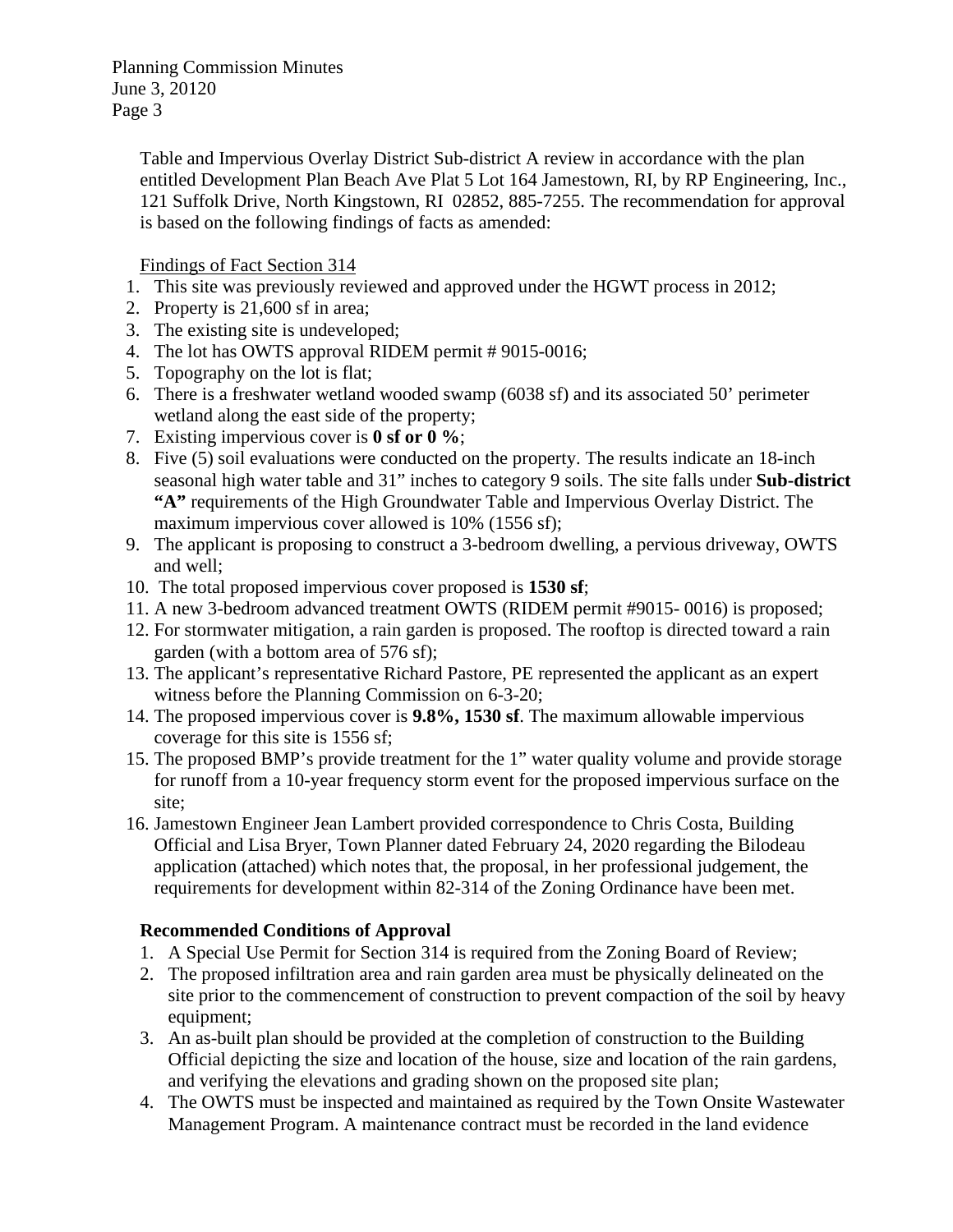Table and Impervious Overlay District Sub-district A review in accordance with the plan entitled Development Plan Beach Ave Plat 5 Lot 164 Jamestown, RI, by RP Engineering, Inc., 121 Suffolk Drive, North Kingstown, RI 02852, 885-7255. The recommendation for approval is based on the following findings of facts as amended:

Findings of Fact Section 314

1. This site was previously reviewed and approved under the HGWT process in 2012;
2. Property is 21,600 sf in area;
3. The existing site is undeveloped;
4. The lot has OWTS approval RIDEM permit # 9015-0016;
5. Topography on the lot is flat;
6. There is a freshwater wetland wooded swamp (6038 sf) and its associated 50' perimeter wetland along the east side of the property;
7. Existing impervious cover is **0 sf or 0 %**;
8. Five (5) soil evaluations were conducted on the property. The results indicate an 18-inch seasonal high water table and 31" inches to category 9 soils. The site falls under **Sub-district "A"** requirements of the High Groundwater Table and Impervious Overlay District. The maximum impervious cover allowed is 10% (1556 sf);
9. The applicant is proposing to construct a 3-bedroom dwelling, a pervious driveway, OWTS and well;
10. The total proposed impervious cover proposed is **1530 sf**;
11. A new 3-bedroom advanced treatment OWTS (RIDEM permit #9015- 0016) is proposed;
12. For stormwater mitigation, a rain garden is proposed. The rooftop is directed toward a rain garden (with a bottom area of 576 sf);
13. The applicant's representative Richard Pastore, PE represented the applicant as an expert witness before the Planning Commission on 6-3-20;
14. The proposed impervious cover is **9.8%, 1530 sf**. The maximum allowable impervious coverage for this site is 1556 sf;
15. The proposed BMP's provide treatment for the 1" water quality volume and provide storage for runoff from a 10-year frequency storm event for the proposed impervious surface on the site;
16. Jamestown Engineer Jean Lambert provided correspondence to Chris Costa, Building Official and Lisa Bryer, Town Planner dated February 24, 2020 regarding the Bilodeau application (attached) which notes that, the proposal, in her professional judgement, the requirements for development within 82-314 of the Zoning Ordinance have been met.

**Recommended Conditions of Approval**

1. A Special Use Permit for Section 314 is required from the Zoning Board of Review;
2. The proposed infiltration area and rain garden area must be physically delineated on the site prior to the commencement of construction to prevent compaction of the soil by heavy equipment;
3. An as-built plan should be provided at the completion of construction to the Building Official depicting the size and location of the house, size and location of the rain gardens, and verifying the elevations and grading shown on the proposed site plan;
4. The OWTS must be inspected and maintained as required by the Town Onsite Wastewater Management Program. A maintenance contract must be recorded in the land evidence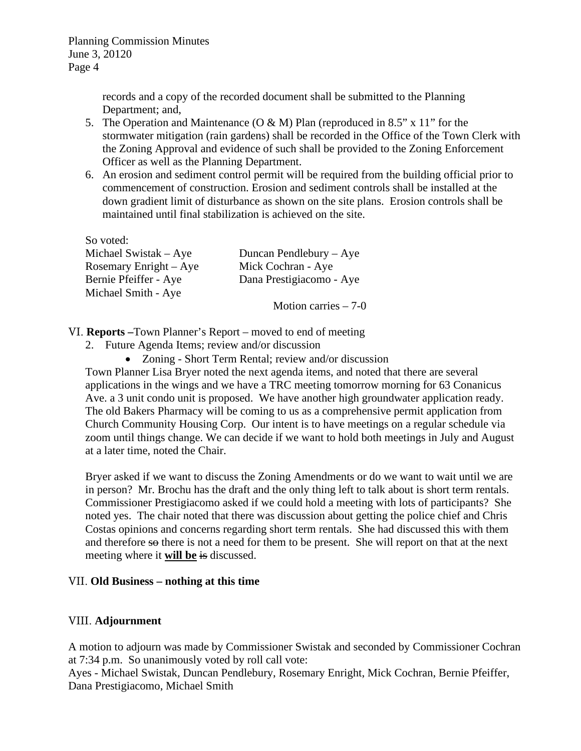records and a copy of the recorded document shall be submitted to the Planning Department; and,

5. The Operation and Maintenance (O & M) Plan (reproduced in 8.5" x 11" for the stormwater mitigation (rain gardens) shall be recorded in the Office of the Town Clerk with the Zoning Approval and evidence of such shall be provided to the Zoning Enforcement Officer as well as the Planning Department.
6. An erosion and sediment control permit will be required from the building official prior to commencement of construction. Erosion and sediment controls shall be installed at the down gradient limit of disturbance as shown on the site plans. Erosion controls shall be maintained until final stabilization is achieved on the site.

So voted:

| | |
|---|---|
| Michael Swistak – Aye | Duncan Pendlebury – Aye |
| Rosemary Enright – Aye | Mick Cochran - Aye |
| Bernie Pfeiffer - Aye | Dana Prestigiacomo - Aye |
| Michael Smith - Aye | |

Motion carries – 7-0

VI. **Reports –**Town Planner's Report – moved to end of meeting

2. Future Agenda Items; review and/or discussion
   - Zoning - Short Term Rental; review and/or discussion

Town Planner Lisa Bryer noted the next agenda items, and noted that there are several applications in the wings and we have a TRC meeting tomorrow morning for 63 Conanicus Ave. a 3 unit condo unit is proposed. We have another high groundwater application ready. The old Bakers Pharmacy will be coming to us as a comprehensive permit application from Church Community Housing Corp. Our intent is to have meetings on a regular schedule via zoom until things change. We can decide if we want to hold both meetings in July and August at a later time, noted the Chair.

Bryer asked if we want to discuss the Zoning Amendments or do we want to wait until we are in person? Mr. Brochu has the draft and the only thing left to talk about is short term rentals. Commissioner Prestigiacomo asked if we could hold a meeting with lots of participants? She noted yes. The chair noted that there was discussion about getting the police chief and Chris Costas opinions and concerns regarding short term rentals. She had discussed this with them and therefore ~~so~~ there is not a need for them to be present. She will report on that at the next meeting where it **will be** ~~is~~ discussed.

VII. **Old Business – nothing at this time**

VIII. **Adjournment**

A motion to adjourn was made by Commissioner Swistak and seconded by Commissioner Cochran at 7:34 p.m. So unanimously voted by roll call vote:
Ayes - Michael Swistak, Duncan Pendlebury, Rosemary Enright, Mick Cochran, Bernie Pfeiffer, Dana Prestigiacomo, Michael Smith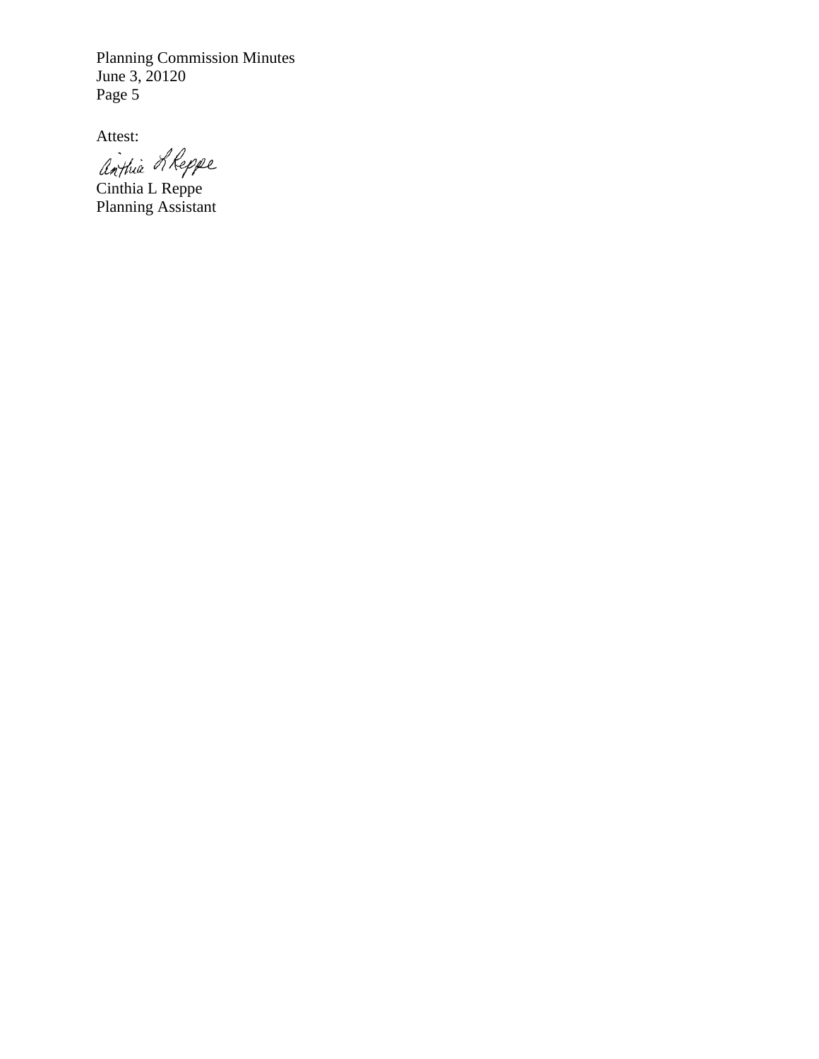Attest:

Cinthia L Reppe
Planning Assistant